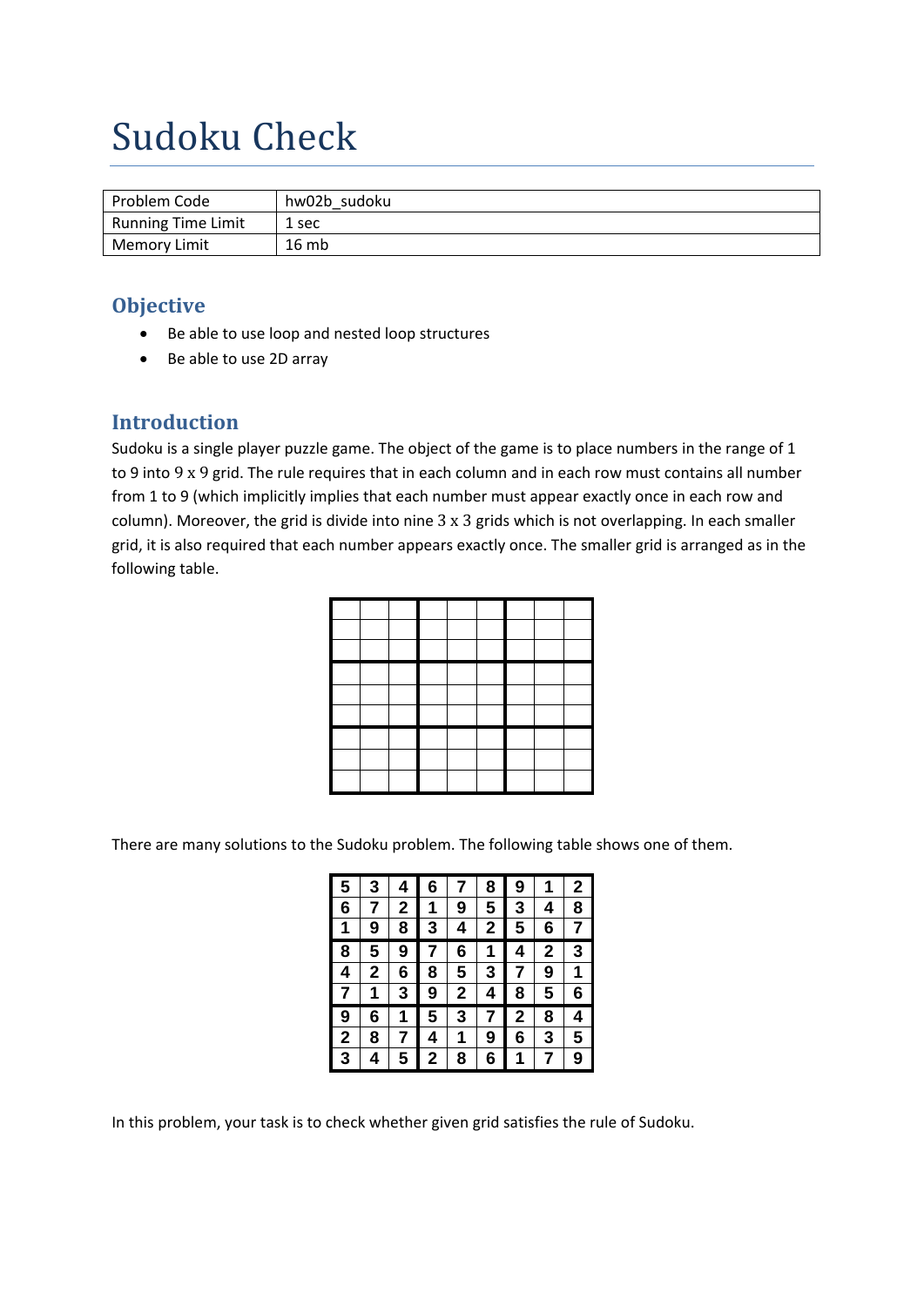# Sudoku Check

| Problem Code | hw02b_sudoku |
|---|---|
| Running Time Limit | 1 sec |
| Memory Limit | 16 mb |

## Objective

- Be able to use loop and nested loop structures
- Be able to use 2D array

## Introduction

Sudoku is a single player puzzle game. The object of the game is to place numbers in the range of 1 to 9 into 9 x 9 grid. The rule requires that in each column and in each row must contains all number from 1 to 9 (which implicitly implies that each number must appear exactly once in each row and column). Moreover, the grid is divide into nine 3 x 3 grids which is not overlapping. In each smaller grid, it is also required that each number appears exactly once. The smaller grid is arranged as in the following table.

| | | | | | | | | |
|---|---|---|---|---|---|---|---|---|
| | | | | | | | | |
| | | | | | | | | |
| | | | | | | | | |
| | | | | | | | | |
| | | | | | | | | |
| | | | | | | | | |
| | | | | | | | | |
| | | | | | | | | |
| | | | | | | | | |

There are many solutions to the Sudoku problem. The following table shows one of them.

| | | | | | | | | |
|---|---|---|---|---|---|---|---|---|
| 5 | 3 | 4 | 6 | 7 | 8 | 9 | 1 | 2 |
| 6 | 7 | 2 | 1 | 9 | 5 | 3 | 4 | 8 |
| 1 | 9 | 8 | 3 | 4 | 2 | 5 | 6 | 7 |
| 8 | 5 | 9 | 7 | 6 | 1 | 4 | 2 | 3 |
| 4 | 2 | 6 | 8 | 5 | 3 | 7 | 9 | 1 |
| 7 | 1 | 3 | 9 | 2 | 4 | 8 | 5 | 6 |
| 9 | 6 | 1 | 5 | 3 | 7 | 2 | 8 | 4 |
| 2 | 8 | 7 | 4 | 1 | 9 | 6 | 3 | 5 |
| 3 | 4 | 5 | 2 | 8 | 6 | 1 | 7 | 9 |

In this problem, your task is to check whether given grid satisfies the rule of Sudoku.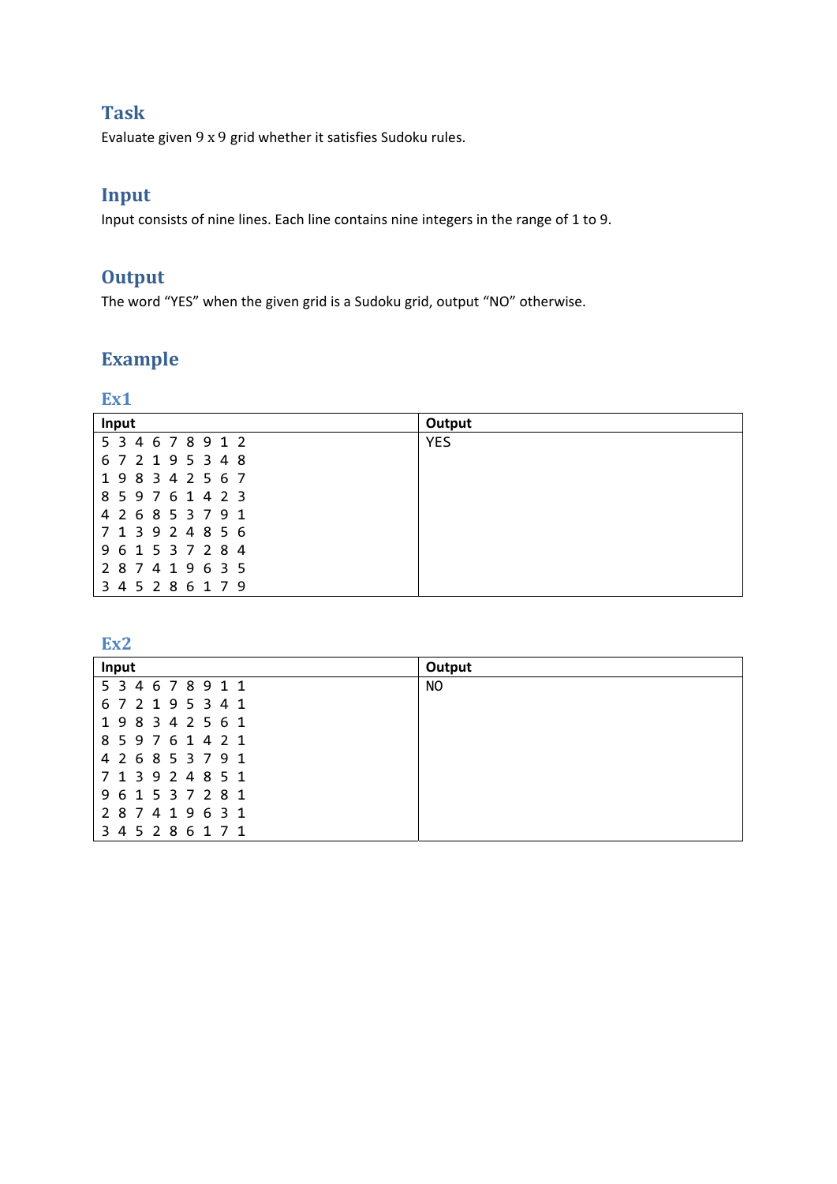## Task

Evaluate given 9 x 9 grid whether it satisfies Sudoku rules.

## Input

Input consists of nine lines. Each line contains nine integers in the range of 1 to 9.

## Output

The word "YES" when the given grid is a Sudoku grid, output "NO" otherwise.

## Example

### Ex1

| Input | Output |
|---|---|
| 5 3 4 6 7 8 9 1 2<br>6 7 2 1 9 5 3 4 8<br>1 9 8 3 4 2 5 6 7<br>8 5 9 7 6 1 4 2 3<br>4 2 6 8 5 3 7 9 1<br>7 1 3 9 2 4 8 5 6<br>9 6 1 5 3 7 2 8 4<br>2 8 7 4 1 9 6 3 5<br>3 4 5 2 8 6 1 7 9 | YES |

### Ex2

| Input | Output |
|---|---|
| 5 3 4 6 7 8 9 1 1<br>6 7 2 1 9 5 3 4 1<br>1 9 8 3 4 2 5 6 1<br>8 5 9 7 6 1 4 2 1<br>4 2 6 8 5 3 7 9 1<br>7 1 3 9 2 4 8 5 1<br>9 6 1 5 3 7 2 8 1<br>2 8 7 4 1 9 6 3 1<br>3 4 5 2 8 6 1 7 1 | NO |